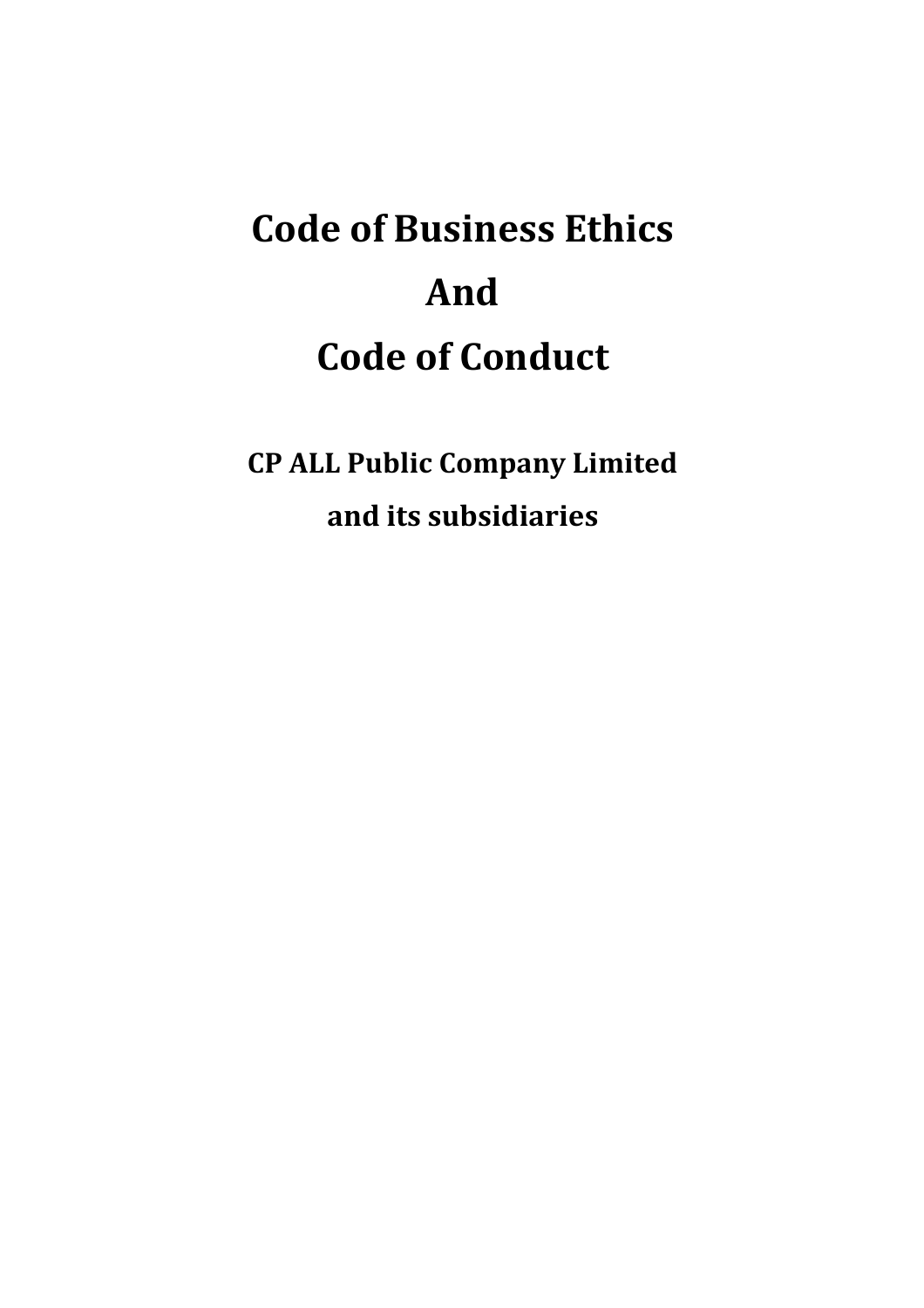# Code of Business Ethics
# And
# Code of Conduct

**CP ALL Public Company Limited**

**and its subsidiaries**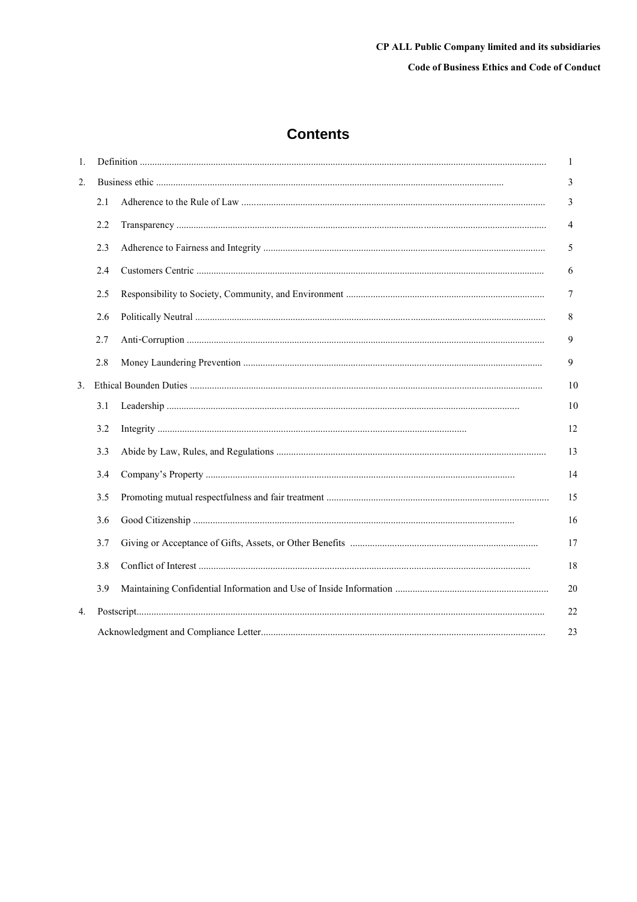# Contents

| | | |
|---|---|---|
| 1. | Definition | 1 |
| 2. | Business ethic | 3 |
| | 2.1 Adherence to the Rule of Law | 3 |
| | 2.2 Transparency | 4 |
| | 2.3 Adherence to Fairness and Integrity | 5 |
| | 2.4 Customers Centric | 6 |
| | 2.5 Responsibility to Society, Community, and Environment | 7 |
| | 2.6 Politically Neutral | 8 |
| | 2.7 Anti-Corruption | 9 |
| | 2.8 Money Laundering Prevention | 9 |
| 3. | Ethical Bounden Duties | 10 |
| | 3.1 Leadership | 10 |
| | 3.2 Integrity | 12 |
| | 3.3 Abide by Law, Rules, and Regulations | 13 |
| | 3.4 Company's Property | 14 |
| | 3.5 Promoting mutual respectfulness and fair treatment | 15 |
| | 3.6 Good Citizenship | 16 |
| | 3.7 Giving or Acceptance of Gifts, Assets, or Other Benefits | 17 |
| | 3.8 Conflict of Interest | 18 |
| | 3.9 Maintaining Confidential Information and Use of Inside Information | 20 |
| 4. | Postscript | 22 |
| | Acknowledgment and Compliance Letter | 23 |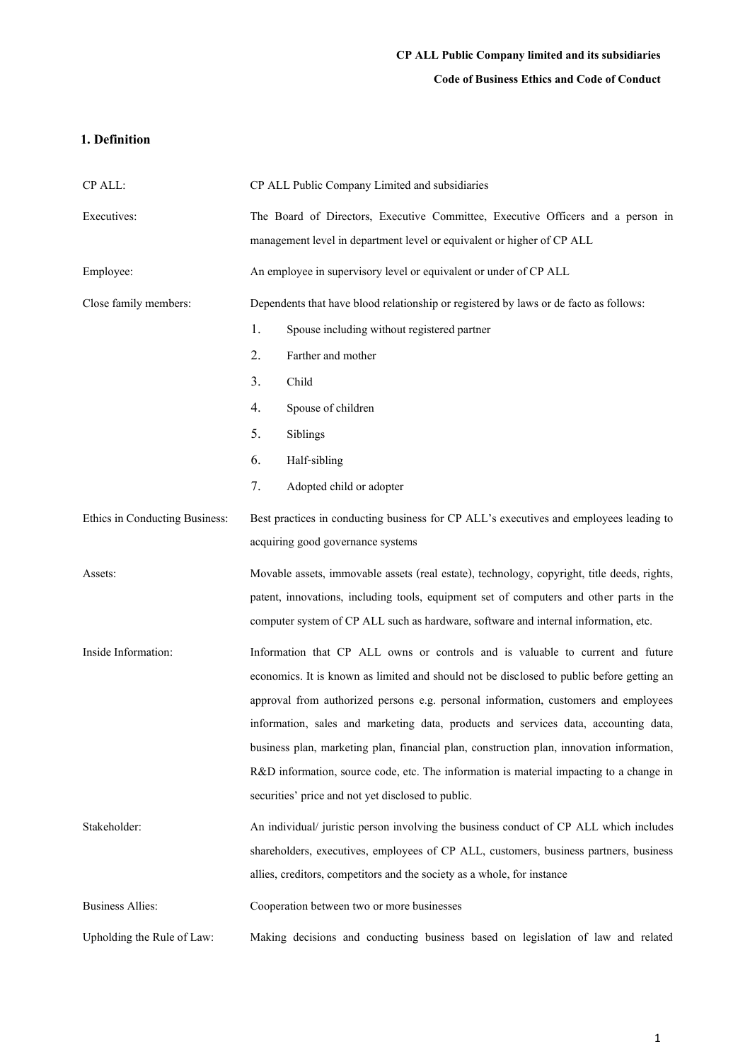## 1. Definition

| | |
|---|---|
| CP ALL: | CP ALL Public Company Limited and subsidiaries |
| Executives: | The Board of Directors, Executive Committee, Executive Officers and a person in management level in department level or equivalent or higher of CP ALL |
| Employee: | An employee in supervisory level or equivalent or under of CP ALL |
| Close family members: | Dependents that have blood relationship or registered by laws or de facto as follows: 1. Spouse including without registered partner 2. Farther and mother 3. Child 4. Spouse of children 5. Siblings 6. Half-sibling 7. Adopted child or adopter |
| Ethics in Conducting Business: | Best practices in conducting business for CP ALL's executives and employees leading to acquiring good governance systems |
| Assets: | Movable assets, immovable assets (real estate), technology, copyright, title deeds, rights, patent, innovations, including tools, equipment set of computers and other parts in the computer system of CP ALL such as hardware, software and internal information, etc. |
| Inside Information: | Information that CP ALL owns or controls and is valuable to current and future economics. It is known as limited and should not be disclosed to public before getting an approval from authorized persons e.g. personal information, customers and employees information, sales and marketing data, products and services data, accounting data, business plan, marketing plan, financial plan, construction plan, innovation information, R&D information, source code, etc. The information is material impacting to a change in securities' price and not yet disclosed to public. |
| Stakeholder: | An individual/ juristic person involving the business conduct of CP ALL which includes shareholders, executives, employees of CP ALL, customers, business partners, business allies, creditors, competitors and the society as a whole, for instance |
| Business Allies: | Cooperation between two or more businesses |
| Upholding the Rule of Law: | Making decisions and conducting business based on legislation of law and related |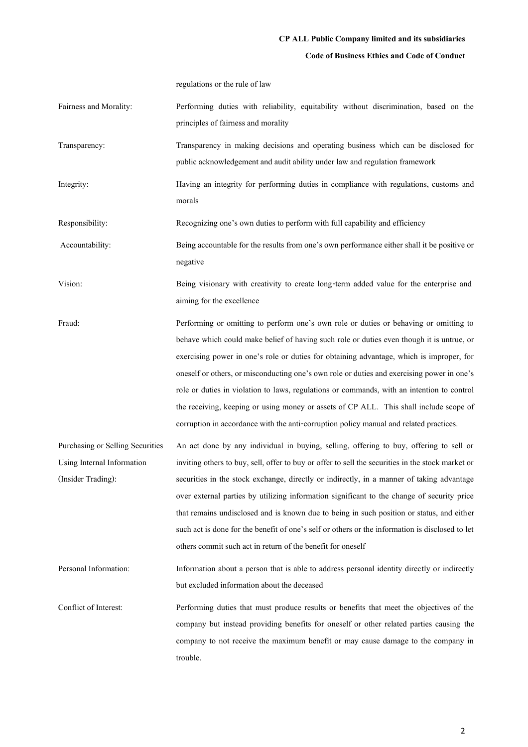regulations or the rule of law

| | |
|---|---|
| Fairness and Morality: | Performing duties with reliability, equitability without discrimination, based on the principles of fairness and morality |
| Transparency: | Transparency in making decisions and operating business which can be disclosed for public acknowledgement and audit ability under law and regulation framework |
| Integrity: | Having an integrity for performing duties in compliance with regulations, customs and morals |
| Responsibility: | Recognizing one's own duties to perform with full capability and efficiency |
| Accountability: | Being accountable for the results from one's own performance either shall it be positive or negative |
| Vision: | Being visionary with creativity to create long-term added value for the enterprise and aiming for the excellence |
| Fraud: | Performing or omitting to perform one's own role or duties or behaving or omitting to behave which could make belief of having such role or duties even though it is untrue, or exercising power in one's role or duties for obtaining advantage, which is improper, for oneself or others, or misconducting one's own role or duties and exercising power in one's role or duties in violation to laws, regulations or commands, with an intention to control the receiving, keeping or using money or assets of CP ALL. This shall include scope of corruption in accordance with the anti-corruption policy manual and related practices. |
| Purchasing or Selling Securities Using Internal Information (Insider Trading): | An act done by any individual in buying, selling, offering to buy, offering to sell or inviting others to buy, sell, offer to buy or offer to sell the securities in the stock market or securities in the stock exchange, directly or indirectly, in a manner of taking advantage over external parties by utilizing information significant to the change of security price that remains undisclosed and is known due to being in such position or status, and either such act is done for the benefit of one's self or others or the information is disclosed to let others commit such act in return of the benefit for oneself |
| Personal Information: | Information about a person that is able to address personal identity directly or indirectly but excluded information about the deceased |
| Conflict of Interest: | Performing duties that must produce results or benefits that meet the objectives of the company but instead providing benefits for oneself or other related parties causing the company to not receive the maximum benefit or may cause damage to the company in trouble. |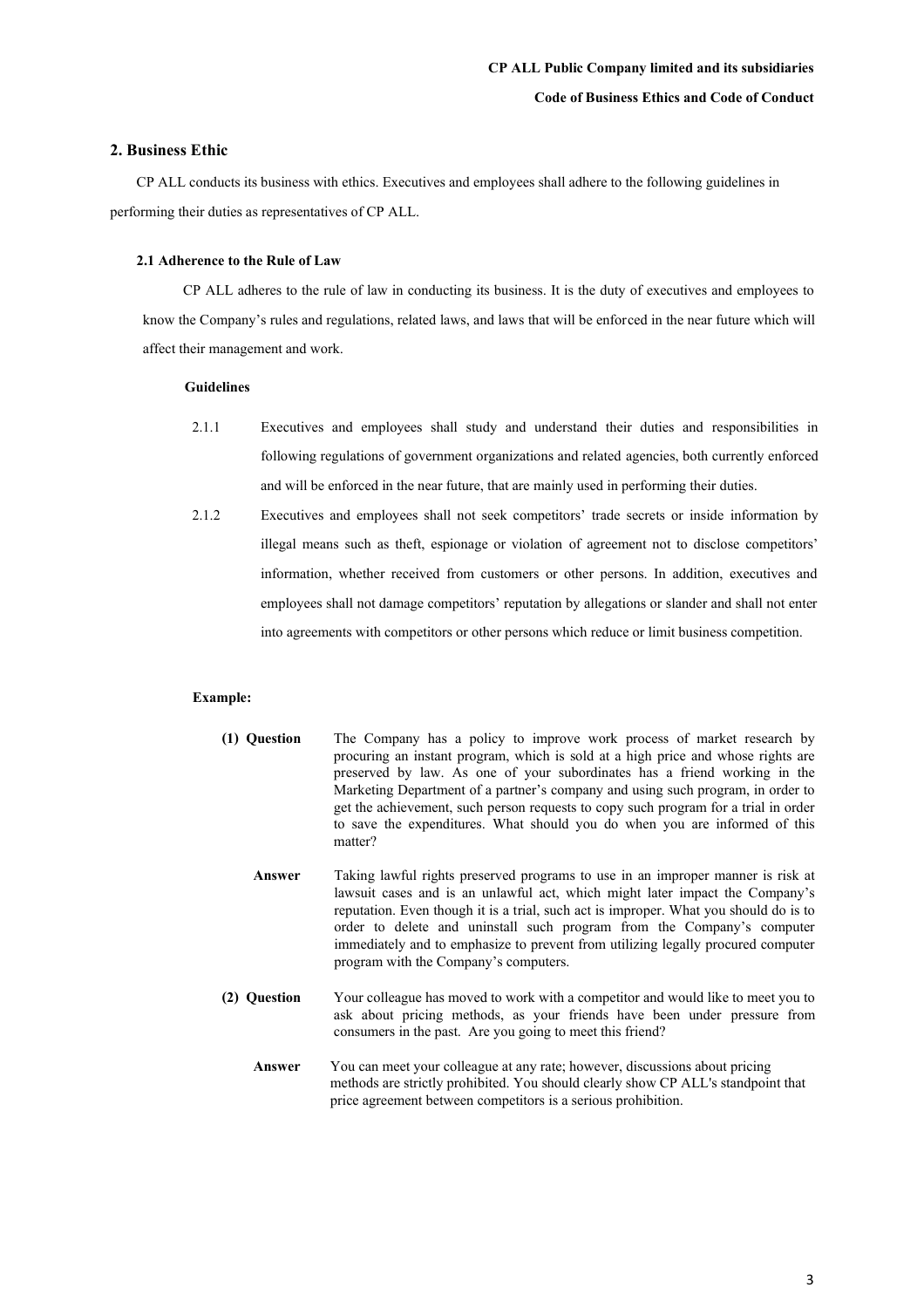## 2. Business Ethic

CP ALL conducts its business with ethics. Executives and employees shall adhere to the following guidelines in performing their duties as representatives of CP ALL.

### 2.1 Adherence to the Rule of Law

CP ALL adheres to the rule of law in conducting its business. It is the duty of executives and employees to know the Company's rules and regulations, related laws, and laws that will be enforced in the near future which will affect their management and work.

**Guidelines**

2.1.1 Executives and employees shall study and understand their duties and responsibilities in following regulations of government organizations and related agencies, both currently enforced and will be enforced in the near future, that are mainly used in performing their duties.

2.1.2 Executives and employees shall not seek competitors' trade secrets or inside information by illegal means such as theft, espionage or violation of agreement not to disclose competitors' information, whether received from customers or other persons. In addition, executives and employees shall not damage competitors' reputation by allegations or slander and shall not enter into agreements with competitors or other persons which reduce or limit business competition.

**Example:**

**(1) Question** The Company has a policy to improve work process of market research by procuring an instant program, which is sold at a high price and whose rights are preserved by law. As one of your subordinates has a friend working in the Marketing Department of a partner's company and using such program, in order to get the achievement, such person requests to copy such program for a trial in order to save the expenditures. What should you do when you are informed of this matter?

**Answer** Taking lawful rights preserved programs to use in an improper manner is risk at lawsuit cases and is an unlawful act, which might later impact the Company's reputation. Even though it is a trial, such act is improper. What you should do is to order to delete and uninstall such program from the Company's computer immediately and to emphasize to prevent from utilizing legally procured computer program with the Company's computers.

**(2) Question** Your colleague has moved to work with a competitor and would like to meet you to ask about pricing methods, as your friends have been under pressure from consumers in the past. Are you going to meet this friend?

**Answer** You can meet your colleague at any rate; however, discussions about pricing methods are strictly prohibited. You should clearly show CP ALL's standpoint that price agreement between competitors is a serious prohibition.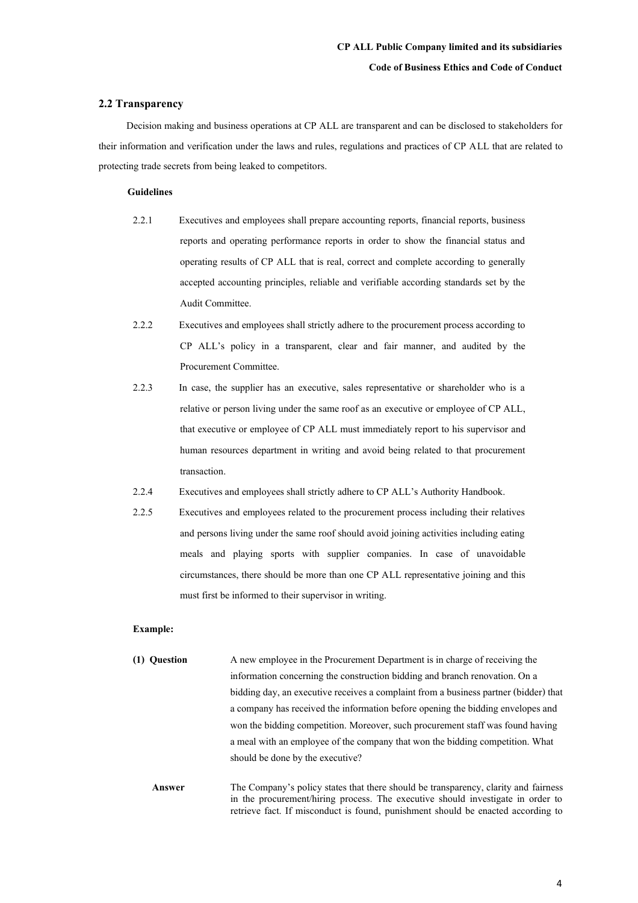## 2.2 Transparency

Decision making and business operations at CP ALL are transparent and can be disclosed to stakeholders for their information and verification under the laws and rules, regulations and practices of CP ALL that are related to protecting trade secrets from being leaked to competitors.

**Guidelines**

2.2.1 Executives and employees shall prepare accounting reports, financial reports, business reports and operating performance reports in order to show the financial status and operating results of CP ALL that is real, correct and complete according to generally accepted accounting principles, reliable and verifiable according standards set by the Audit Committee.

2.2.2 Executives and employees shall strictly adhere to the procurement process according to CP ALL's policy in a transparent, clear and fair manner, and audited by the Procurement Committee.

2.2.3 In case, the supplier has an executive, sales representative or shareholder who is a relative or person living under the same roof as an executive or employee of CP ALL, that executive or employee of CP ALL must immediately report to his supervisor and human resources department in writing and avoid being related to that procurement transaction.

2.2.4 Executives and employees shall strictly adhere to CP ALL's Authority Handbook.

2.2.5 Executives and employees related to the procurement process including their relatives and persons living under the same roof should avoid joining activities including eating meals and playing sports with supplier companies. In case of unavoidable circumstances, there should be more than one CP ALL representative joining and this must first be informed to their supervisor in writing.

**Example:**

**(1) Question** A new employee in the Procurement Department is in charge of receiving the information concerning the construction bidding and branch renovation. On a bidding day, an executive receives a complaint from a business partner (bidder) that a company has received the information before opening the bidding envelopes and won the bidding competition. Moreover, such procurement staff was found having a meal with an employee of the company that won the bidding competition. What should be done by the executive?

**Answer** The Company's policy states that there should be transparency, clarity and fairness in the procurement/hiring process. The executive should investigate in order to retrieve fact. If misconduct is found, punishment should be enacted according to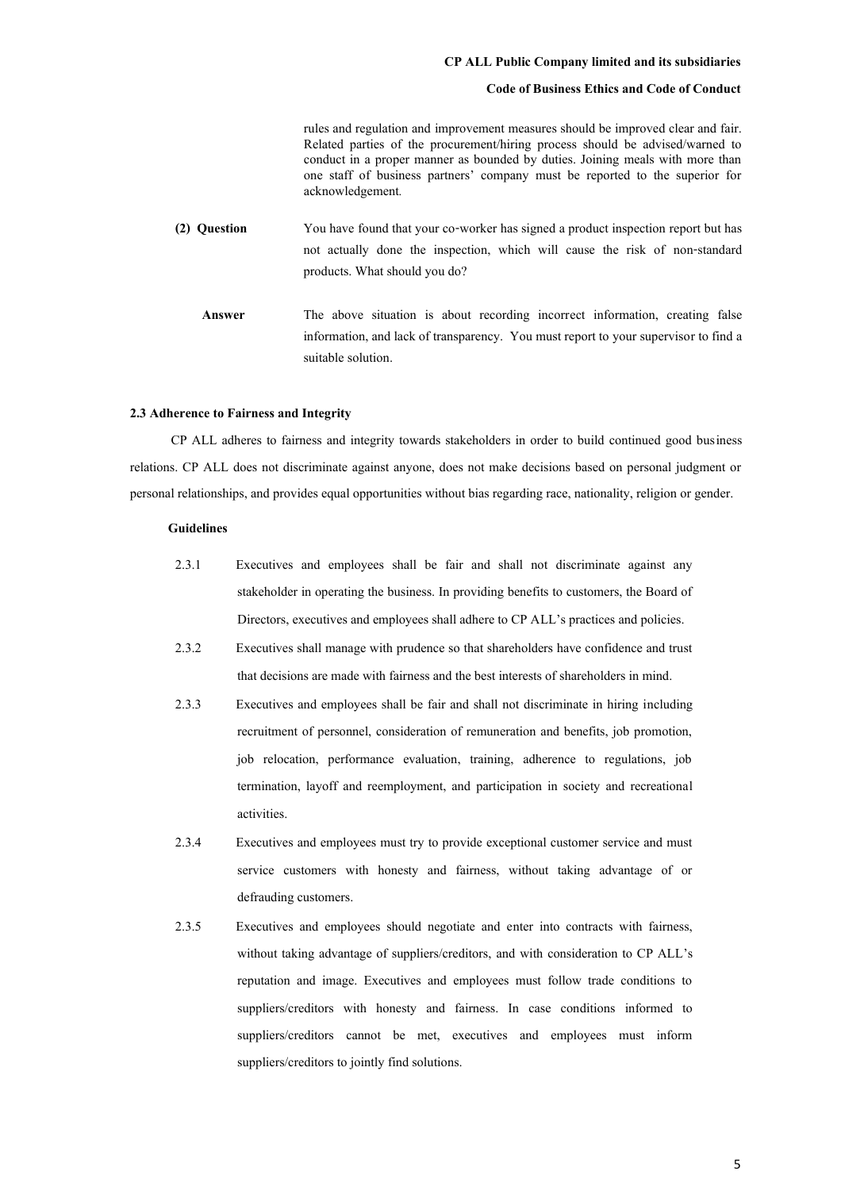rules and regulation and improvement measures should be improved clear and fair. Related parties of the procurement/hiring process should be advised/warned to conduct in a proper manner as bounded by duties. Joining meals with more than one staff of business partners' company must be reported to the superior for acknowledgement.

**(2) Question** You have found that your co-worker has signed a product inspection report but has not actually done the inspection, which will cause the risk of non-standard products. What should you do?

**Answer** The above situation is about recording incorrect information, creating false information, and lack of transparency. You must report to your supervisor to find a suitable solution.

### 2.3 Adherence to Fairness and Integrity

CP ALL adheres to fairness and integrity towards stakeholders in order to build continued good business relations. CP ALL does not discriminate against anyone, does not make decisions based on personal judgment or personal relationships, and provides equal opportunities without bias regarding race, nationality, religion or gender.

**Guidelines**

2.3.1 Executives and employees shall be fair and shall not discriminate against any stakeholder in operating the business. In providing benefits to customers, the Board of Directors, executives and employees shall adhere to CP ALL's practices and policies.

2.3.2 Executives shall manage with prudence so that shareholders have confidence and trust that decisions are made with fairness and the best interests of shareholders in mind.

2.3.3 Executives and employees shall be fair and shall not discriminate in hiring including recruitment of personnel, consideration of remuneration and benefits, job promotion, job relocation, performance evaluation, training, adherence to regulations, job termination, layoff and reemployment, and participation in society and recreational activities.

2.3.4 Executives and employees must try to provide exceptional customer service and must service customers with honesty and fairness, without taking advantage of or defrauding customers.

2.3.5 Executives and employees should negotiate and enter into contracts with fairness, without taking advantage of suppliers/creditors, and with consideration to CP ALL's reputation and image. Executives and employees must follow trade conditions to suppliers/creditors with honesty and fairness. In case conditions informed to suppliers/creditors cannot be met, executives and employees must inform suppliers/creditors to jointly find solutions.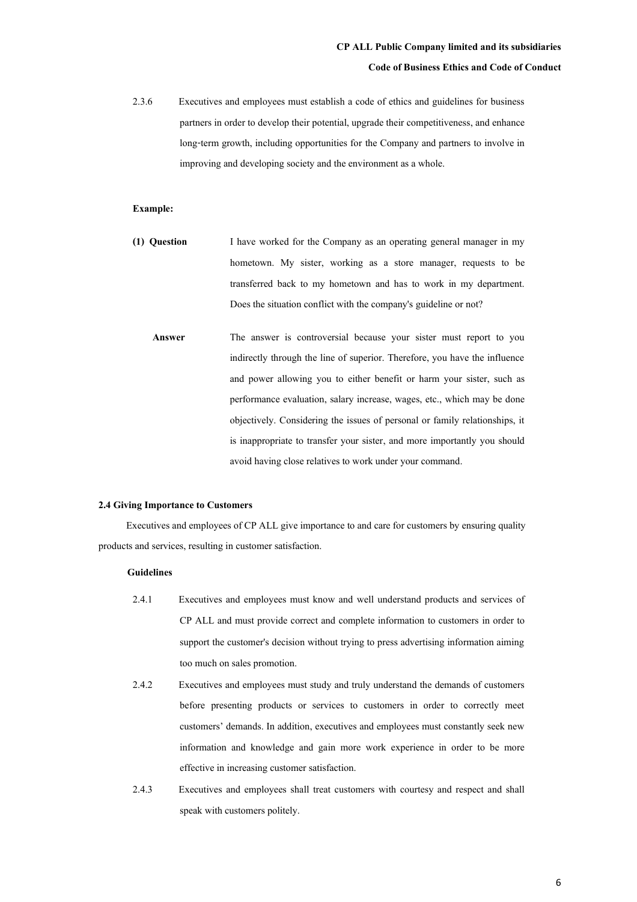2.3.6 Executives and employees must establish a code of ethics and guidelines for business partners in order to develop their potential, upgrade their competitiveness, and enhance long-term growth, including opportunities for the Company and partners to involve in improving and developing society and the environment as a whole.

**Example:**

**(1) Question** I have worked for the Company as an operating general manager in my hometown. My sister, working as a store manager, requests to be transferred back to my hometown and has to work in my department. Does the situation conflict with the company's guideline or not?

**Answer** The answer is controversial because your sister must report to you indirectly through the line of superior. Therefore, you have the influence and power allowing you to either benefit or harm your sister, such as performance evaluation, salary increase, wages, etc., which may be done objectively. Considering the issues of personal or family relationships, it is inappropriate to transfer your sister, and more importantly you should avoid having close relatives to work under your command.

### 2.4 Giving Importance to Customers

Executives and employees of CP ALL give importance to and care for customers by ensuring quality products and services, resulting in customer satisfaction.

**Guidelines**

2.4.1 Executives and employees must know and well understand products and services of CP ALL and must provide correct and complete information to customers in order to support the customer's decision without trying to press advertising information aiming too much on sales promotion.

2.4.2 Executives and employees must study and truly understand the demands of customers before presenting products or services to customers in order to correctly meet customers' demands. In addition, executives and employees must constantly seek new information and knowledge and gain more work experience in order to be more effective in increasing customer satisfaction.

2.4.3 Executives and employees shall treat customers with courtesy and respect and shall speak with customers politely.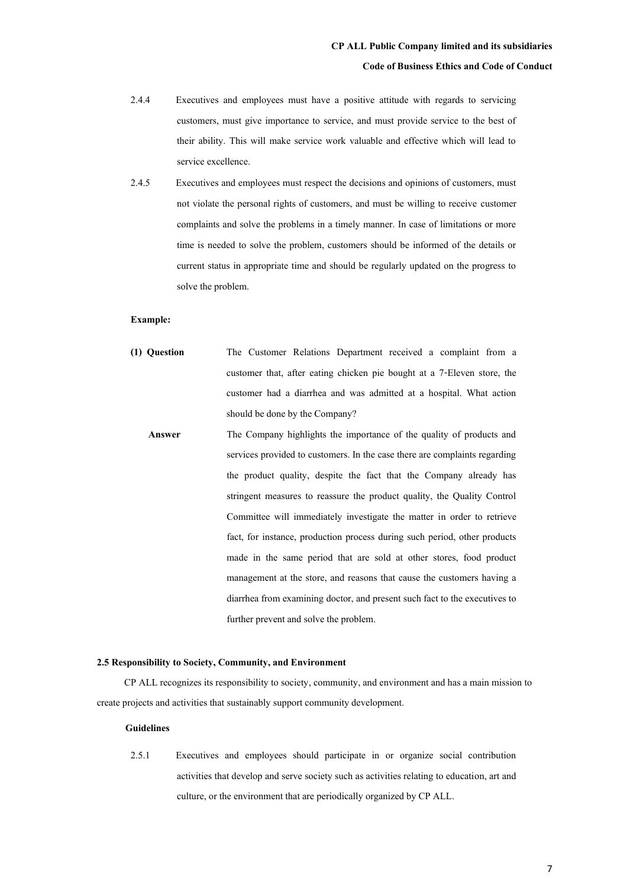2.4.4 Executives and employees must have a positive attitude with regards to servicing customers, must give importance to service, and must provide service to the best of their ability. This will make service work valuable and effective which will lead to service excellence.

2.4.5 Executives and employees must respect the decisions and opinions of customers, must not violate the personal rights of customers, and must be willing to receive customer complaints and solve the problems in a timely manner. In case of limitations or more time is needed to solve the problem, customers should be informed of the details or current status in appropriate time and should be regularly updated on the progress to solve the problem.

**Example:**

**(1) Question** The Customer Relations Department received a complaint from a customer that, after eating chicken pie bought at a 7-Eleven store, the customer had a diarrhea and was admitted at a hospital. What action should be done by the Company?

**Answer** The Company highlights the importance of the quality of products and services provided to customers. In the case there are complaints regarding the product quality, despite the fact that the Company already has stringent measures to reassure the product quality, the Quality Control Committee will immediately investigate the matter in order to retrieve fact, for instance, production process during such period, other products made in the same period that are sold at other stores, food product management at the store, and reasons that cause the customers having a diarrhea from examining doctor, and present such fact to the executives to further prevent and solve the problem.

### 2.5 Responsibility to Society, Community, and Environment

CP ALL recognizes its responsibility to society, community, and environment and has a main mission to create projects and activities that sustainably support community development.

**Guidelines**

2.5.1 Executives and employees should participate in or organize social contribution activities that develop and serve society such as activities relating to education, art and culture, or the environment that are periodically organized by CP ALL.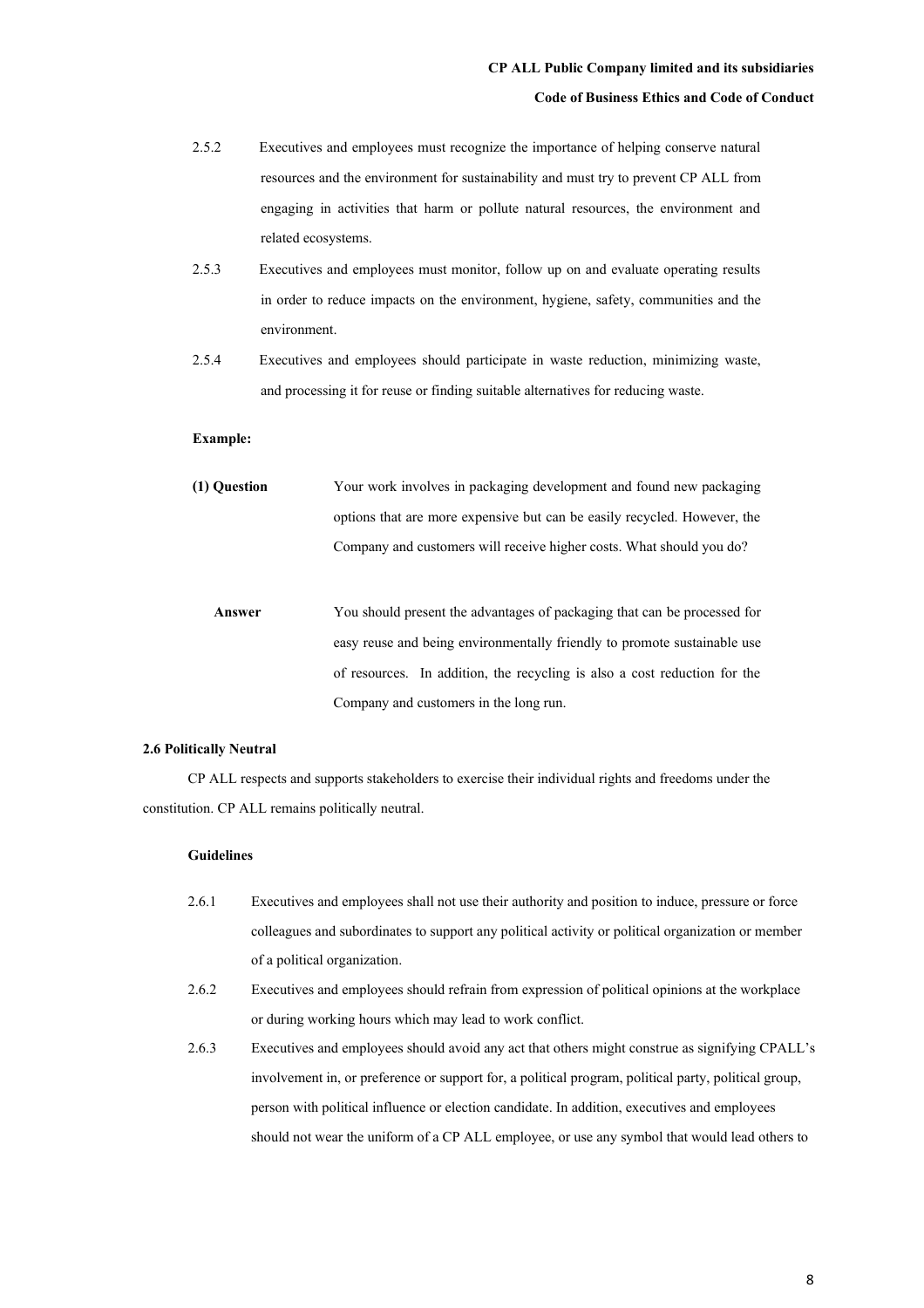2.5.2 Executives and employees must recognize the importance of helping conserve natural resources and the environment for sustainability and must try to prevent CP ALL from engaging in activities that harm or pollute natural resources, the environment and related ecosystems.

2.5.3 Executives and employees must monitor, follow up on and evaluate operating results in order to reduce impacts on the environment, hygiene, safety, communities and the environment.

2.5.4 Executives and employees should participate in waste reduction, minimizing waste, and processing it for reuse or finding suitable alternatives for reducing waste.

**Example:**

**(1) Question** Your work involves in packaging development and found new packaging options that are more expensive but can be easily recycled. However, the Company and customers will receive higher costs. What should you do?

**Answer** You should present the advantages of packaging that can be processed for easy reuse and being environmentally friendly to promote sustainable use of resources. In addition, the recycling is also a cost reduction for the Company and customers in the long run.

**2.6 Politically Neutral**

CP ALL respects and supports stakeholders to exercise their individual rights and freedoms under the constitution. CP ALL remains politically neutral.

**Guidelines**

2.6.1 Executives and employees shall not use their authority and position to induce, pressure or force colleagues and subordinates to support any political activity or political organization or member of a political organization.

2.6.2 Executives and employees should refrain from expression of political opinions at the workplace or during working hours which may lead to work conflict.

2.6.3 Executives and employees should avoid any act that others might construe as signifying CPALL's involvement in, or preference or support for, a political program, political party, political group, person with political influence or election candidate. In addition, executives and employees should not wear the uniform of a CP ALL employee, or use any symbol that would lead others to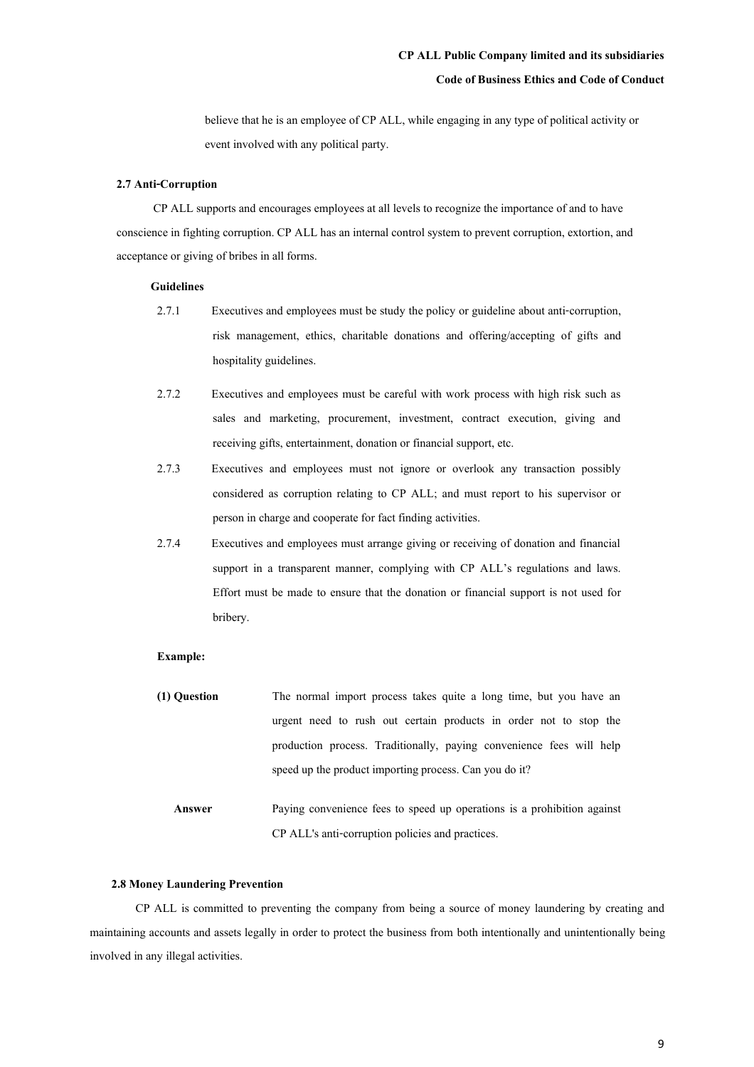believe that he is an employee of CP ALL, while engaging in any type of political activity or event involved with any political party.

### 2.7 Anti-Corruption

CP ALL supports and encourages employees at all levels to recognize the importance of and to have conscience in fighting corruption. CP ALL has an internal control system to prevent corruption, extortion, and acceptance or giving of bribes in all forms.

**Guidelines**

2.7.1 Executives and employees must be study the policy or guideline about anti-corruption, risk management, ethics, charitable donations and offering/accepting of gifts and hospitality guidelines.

2.7.2 Executives and employees must be careful with work process with high risk such as sales and marketing, procurement, investment, contract execution, giving and receiving gifts, entertainment, donation or financial support, etc.

2.7.3 Executives and employees must not ignore or overlook any transaction possibly considered as corruption relating to CP ALL; and must report to his supervisor or person in charge and cooperate for fact finding activities.

2.7.4 Executives and employees must arrange giving or receiving of donation and financial support in a transparent manner, complying with CP ALL's regulations and laws. Effort must be made to ensure that the donation or financial support is not used for bribery.

**Example:**

**(1) Question** The normal import process takes quite a long time, but you have an urgent need to rush out certain products in order not to stop the production process. Traditionally, paying convenience fees will help speed up the product importing process. Can you do it?

**Answer** Paying convenience fees to speed up operations is a prohibition against CP ALL's anti-corruption policies and practices.

### 2.8 Money Laundering Prevention

CP ALL is committed to preventing the company from being a source of money laundering by creating and maintaining accounts and assets legally in order to protect the business from both intentionally and unintentionally being involved in any illegal activities.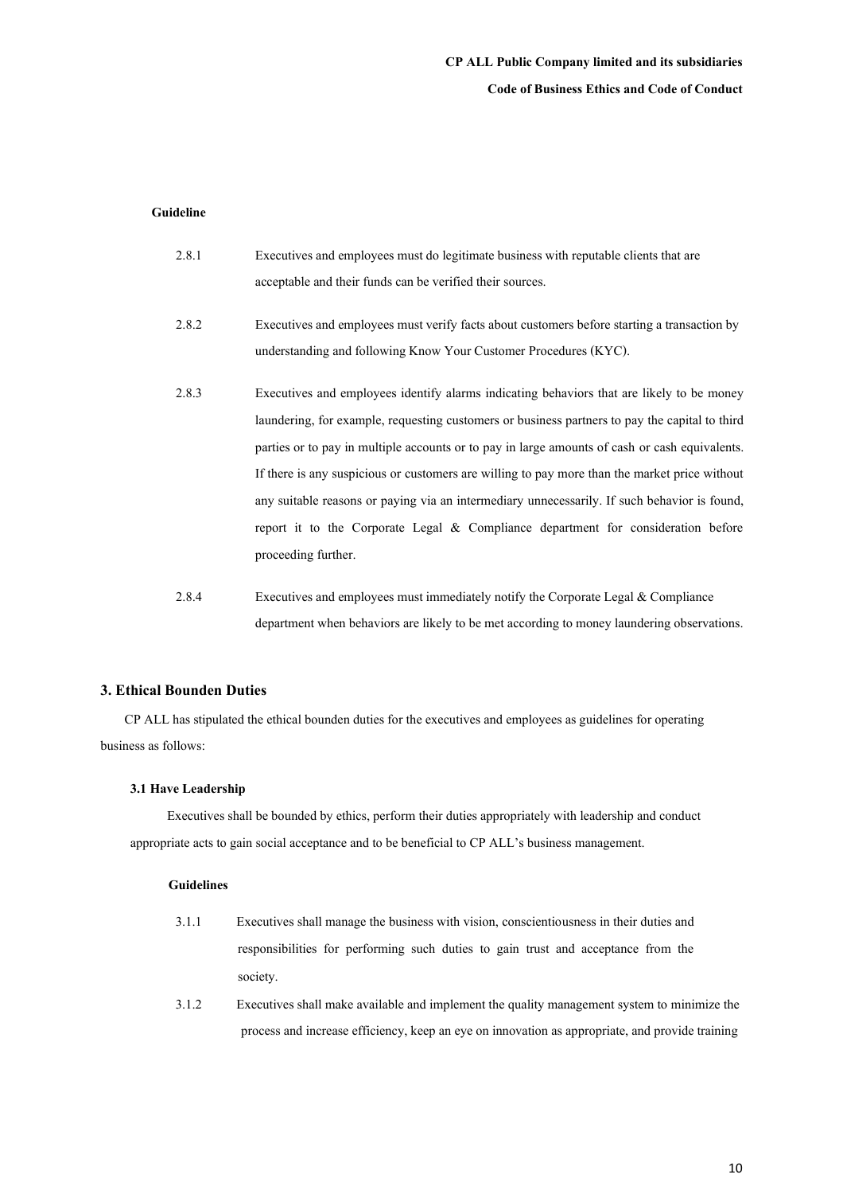**Guideline**

2.8.1 Executives and employees must do legitimate business with reputable clients that are acceptable and their funds can be verified their sources.

2.8.2 Executives and employees must verify facts about customers before starting a transaction by understanding and following Know Your Customer Procedures (KYC).

2.8.3 Executives and employees identify alarms indicating behaviors that are likely to be money laundering, for example, requesting customers or business partners to pay the capital to third parties or to pay in multiple accounts or to pay in large amounts of cash or cash equivalents. If there is any suspicious or customers are willing to pay more than the market price without any suitable reasons or paying via an intermediary unnecessarily. If such behavior is found, report it to the Corporate Legal & Compliance department for consideration before proceeding further.

2.8.4 Executives and employees must immediately notify the Corporate Legal & Compliance department when behaviors are likely to be met according to money laundering observations.

## 3. Ethical Bounden Duties

CP ALL has stipulated the ethical bounden duties for the executives and employees as guidelines for operating business as follows:

### 3.1 Have Leadership

Executives shall be bounded by ethics, perform their duties appropriately with leadership and conduct appropriate acts to gain social acceptance and to be beneficial to CP ALL's business management.

**Guidelines**

3.1.1 Executives shall manage the business with vision, conscientiousness in their duties and responsibilities for performing such duties to gain trust and acceptance from the society.

3.1.2 Executives shall make available and implement the quality management system to minimize the process and increase efficiency, keep an eye on innovation as appropriate, and provide training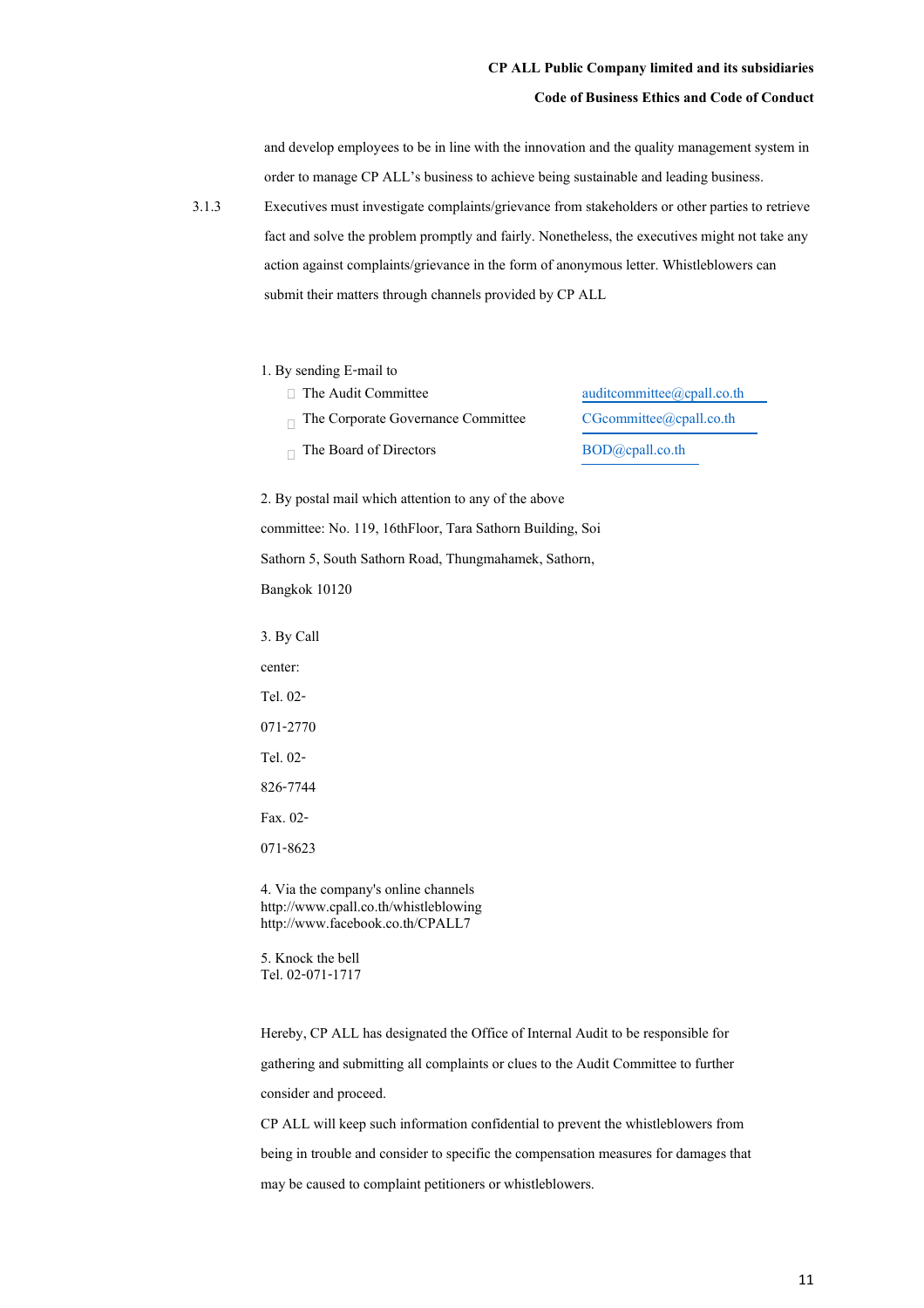and develop employees to be in line with the innovation and the quality management system in order to manage CP ALL's business to achieve being sustainable and leading business.

3.1.3 Executives must investigate complaints/grievance from stakeholders or other parties to retrieve fact and solve the problem promptly and fairly. Nonetheless, the executives might not take any action against complaints/grievance in the form of anonymous letter. Whistleblowers can submit their matters through channels provided by CP ALL

1. By sending E-mail to
   - The Audit Committee auditcommittee@cpall.co.th
   - The Corporate Governance Committee CGcommittee@cpall.co.th
   - The Board of Directors BOD@cpall.co.th

2. By postal mail which attention to any of the above committee: No. 119, 16thFloor, Tara Sathorn Building, Soi Sathorn 5, South Sathorn Road, Thungmahamek, Sathorn, Bangkok 10120

3. By Call center:
   Tel. 02-071-2770
   Tel. 02-826-7744
   Fax. 02-071-8623

4. Via the company's online channels
   http://www.cpall.co.th/whistleblowing
   http://www.facebook.co.th/CPALL7

5. Knock the bell
   Tel. 02-071-1717

Hereby, CP ALL has designated the Office of Internal Audit to be responsible for gathering and submitting all complaints or clues to the Audit Committee to further consider and proceed.

CP ALL will keep such information confidential to prevent the whistleblowers from being in trouble and consider to specific the compensation measures for damages that may be caused to complaint petitioners or whistleblowers.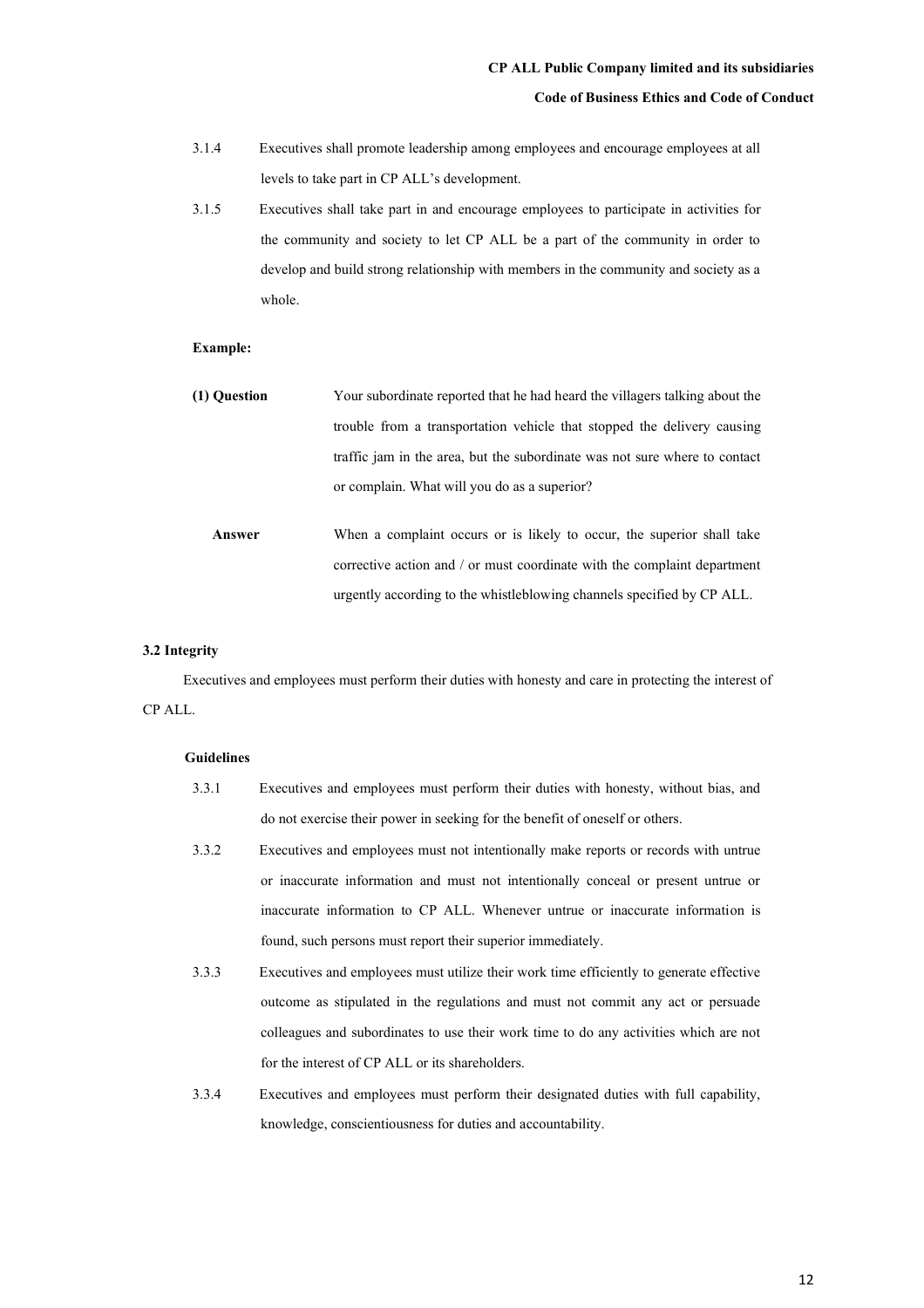3.1.4 Executives shall promote leadership among employees and encourage employees at all levels to take part in CP ALL's development.

3.1.5 Executives shall take part in and encourage employees to participate in activities for the community and society to let CP ALL be a part of the community in order to develop and build strong relationship with members in the community and society as a whole.

**Example:**

**(1) Question** Your subordinate reported that he had heard the villagers talking about the trouble from a transportation vehicle that stopped the delivery causing traffic jam in the area, but the subordinate was not sure where to contact or complain. What will you do as a superior?

**Answer** When a complaint occurs or is likely to occur, the superior shall take corrective action and / or must coordinate with the complaint department urgently according to the whistleblowing channels specified by CP ALL.

### 3.2 Integrity

Executives and employees must perform their duties with honesty and care in protecting the interest of CP ALL.

**Guidelines**

3.3.1 Executives and employees must perform their duties with honesty, without bias, and do not exercise their power in seeking for the benefit of oneself or others.

3.3.2 Executives and employees must not intentionally make reports or records with untrue or inaccurate information and must not intentionally conceal or present untrue or inaccurate information to CP ALL. Whenever untrue or inaccurate information is found, such persons must report their superior immediately.

3.3.3 Executives and employees must utilize their work time efficiently to generate effective outcome as stipulated in the regulations and must not commit any act or persuade colleagues and subordinates to use their work time to do any activities which are not for the interest of CP ALL or its shareholders.

3.3.4 Executives and employees must perform their designated duties with full capability, knowledge, conscientiousness for duties and accountability.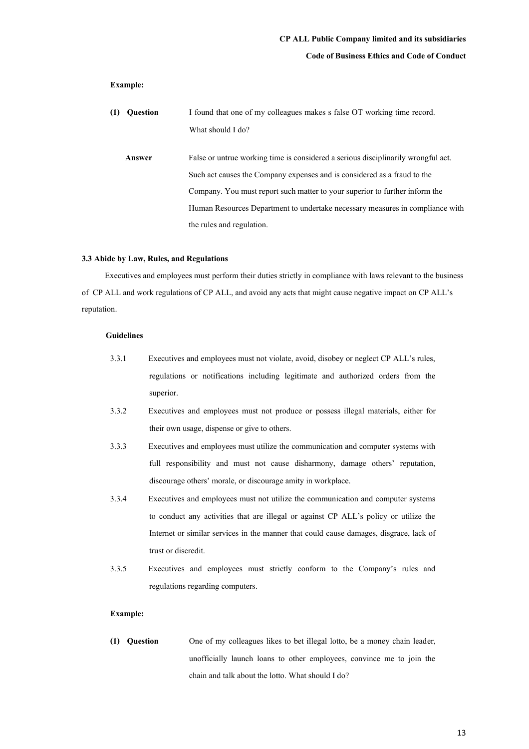**Example:**

**(1) Question** I found that one of my colleagues makes s false OT working time record. What should I do?

**Answer** False or untrue working time is considered a serious disciplinarily wrongful act. Such act causes the Company expenses and is considered as a fraud to the Company. You must report such matter to your superior to further inform the Human Resources Department to undertake necessary measures in compliance with the rules and regulation.

### 3.3 Abide by Law, Rules, and Regulations

Executives and employees must perform their duties strictly in compliance with laws relevant to the business of CP ALL and work regulations of CP ALL, and avoid any acts that might cause negative impact on CP ALL's reputation.

**Guidelines**

3.3.1 Executives and employees must not violate, avoid, disobey or neglect CP ALL's rules, regulations or notifications including legitimate and authorized orders from the superior.

3.3.2 Executives and employees must not produce or possess illegal materials, either for their own usage, dispense or give to others.

3.3.3 Executives and employees must utilize the communication and computer systems with full responsibility and must not cause disharmony, damage others' reputation, discourage others' morale, or discourage amity in workplace.

3.3.4 Executives and employees must not utilize the communication and computer systems to conduct any activities that are illegal or against CP ALL's policy or utilize the Internet or similar services in the manner that could cause damages, disgrace, lack of trust or discredit.

3.3.5 Executives and employees must strictly conform to the Company's rules and regulations regarding computers.

**Example:**

**(1) Question** One of my colleagues likes to bet illegal lotto, be a money chain leader, unofficially launch loans to other employees, convince me to join the chain and talk about the lotto. What should I do?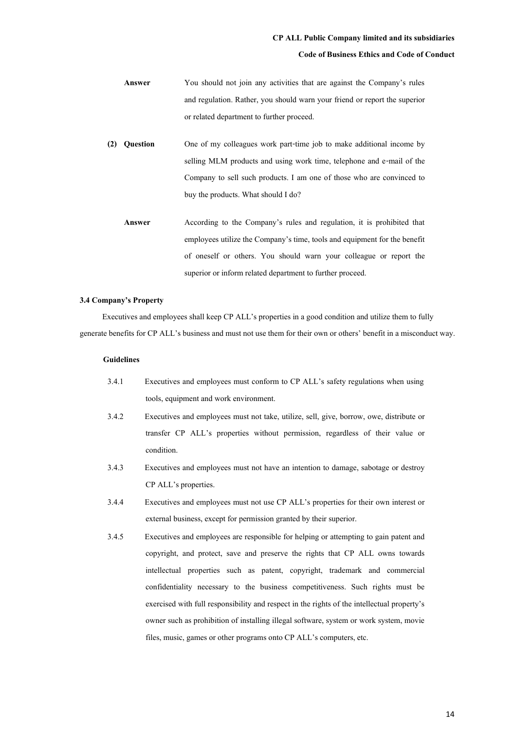**Answer** You should not join any activities that are against the Company's rules and regulation. Rather, you should warn your friend or report the superior or related department to further proceed.

**(2) Question** One of my colleagues work part-time job to make additional income by selling MLM products and using work time, telephone and e-mail of the Company to sell such products. I am one of those who are convinced to buy the products. What should I do?

**Answer** According to the Company's rules and regulation, it is prohibited that employees utilize the Company's time, tools and equipment for the benefit of oneself or others. You should warn your colleague or report the superior or inform related department to further proceed.

**3.4 Company's Property**

Executives and employees shall keep CP ALL's properties in a good condition and utilize them to fully generate benefits for CP ALL's business and must not use them for their own or others' benefit in a misconduct way.

**Guidelines**

3.4.1 Executives and employees must conform to CP ALL's safety regulations when using tools, equipment and work environment.

3.4.2 Executives and employees must not take, utilize, sell, give, borrow, owe, distribute or transfer CP ALL's properties without permission, regardless of their value or condition.

3.4.3 Executives and employees must not have an intention to damage, sabotage or destroy CP ALL's properties.

3.4.4 Executives and employees must not use CP ALL's properties for their own interest or external business, except for permission granted by their superior.

3.4.5 Executives and employees are responsible for helping or attempting to gain patent and copyright, and protect, save and preserve the rights that CP ALL owns towards intellectual properties such as patent, copyright, trademark and commercial confidentiality necessary to the business competitiveness. Such rights must be exercised with full responsibility and respect in the rights of the intellectual property's owner such as prohibition of installing illegal software, system or work system, movie files, music, games or other programs onto CP ALL's computers, etc.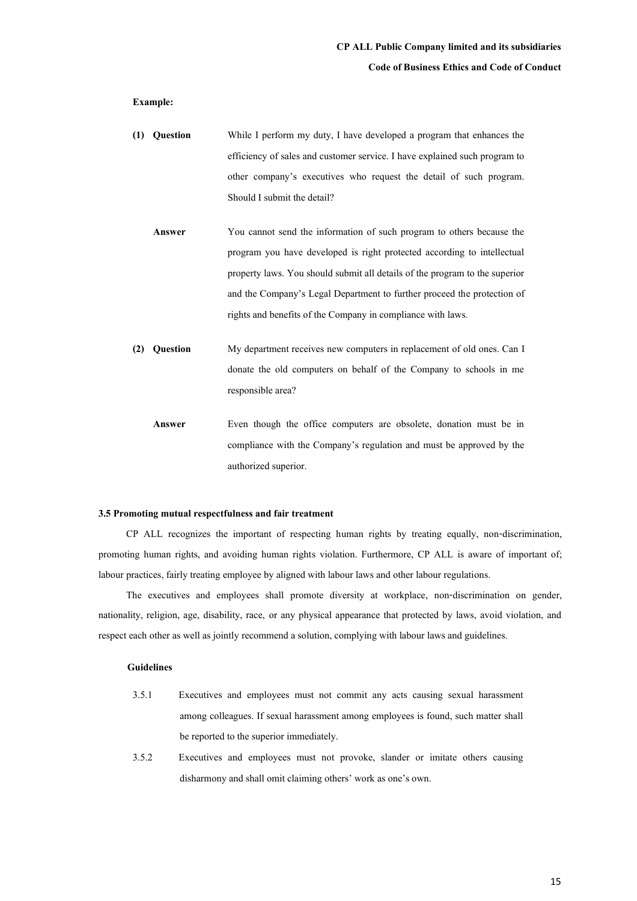**Example:**

**(1) Question** While I perform my duty, I have developed a program that enhances the efficiency of sales and customer service. I have explained such program to other company's executives who request the detail of such program. Should I submit the detail?

**Answer** You cannot send the information of such program to others because the program you have developed is right protected according to intellectual property laws. You should submit all details of the program to the superior and the Company's Legal Department to further proceed the protection of rights and benefits of the Company in compliance with laws.

**(2) Question** My department receives new computers in replacement of old ones. Can I donate the old computers on behalf of the Company to schools in me responsible area?

**Answer** Even though the office computers are obsolete, donation must be in compliance with the Company's regulation and must be approved by the authorized superior.

### 3.5 Promoting mutual respectfulness and fair treatment

CP ALL recognizes the important of respecting human rights by treating equally, non-discrimination, promoting human rights, and avoiding human rights violation. Furthermore, CP ALL is aware of important of; labour practices, fairly treating employee by aligned with labour laws and other labour regulations.

The executives and employees shall promote diversity at workplace, non-discrimination on gender, nationality, religion, age, disability, race, or any physical appearance that protected by laws, avoid violation, and respect each other as well as jointly recommend a solution, complying with labour laws and guidelines.

**Guidelines**

3.5.1 Executives and employees must not commit any acts causing sexual harassment among colleagues. If sexual harassment among employees is found, such matter shall be reported to the superior immediately.

3.5.2 Executives and employees must not provoke, slander or imitate others causing disharmony and shall omit claiming others' work as one's own.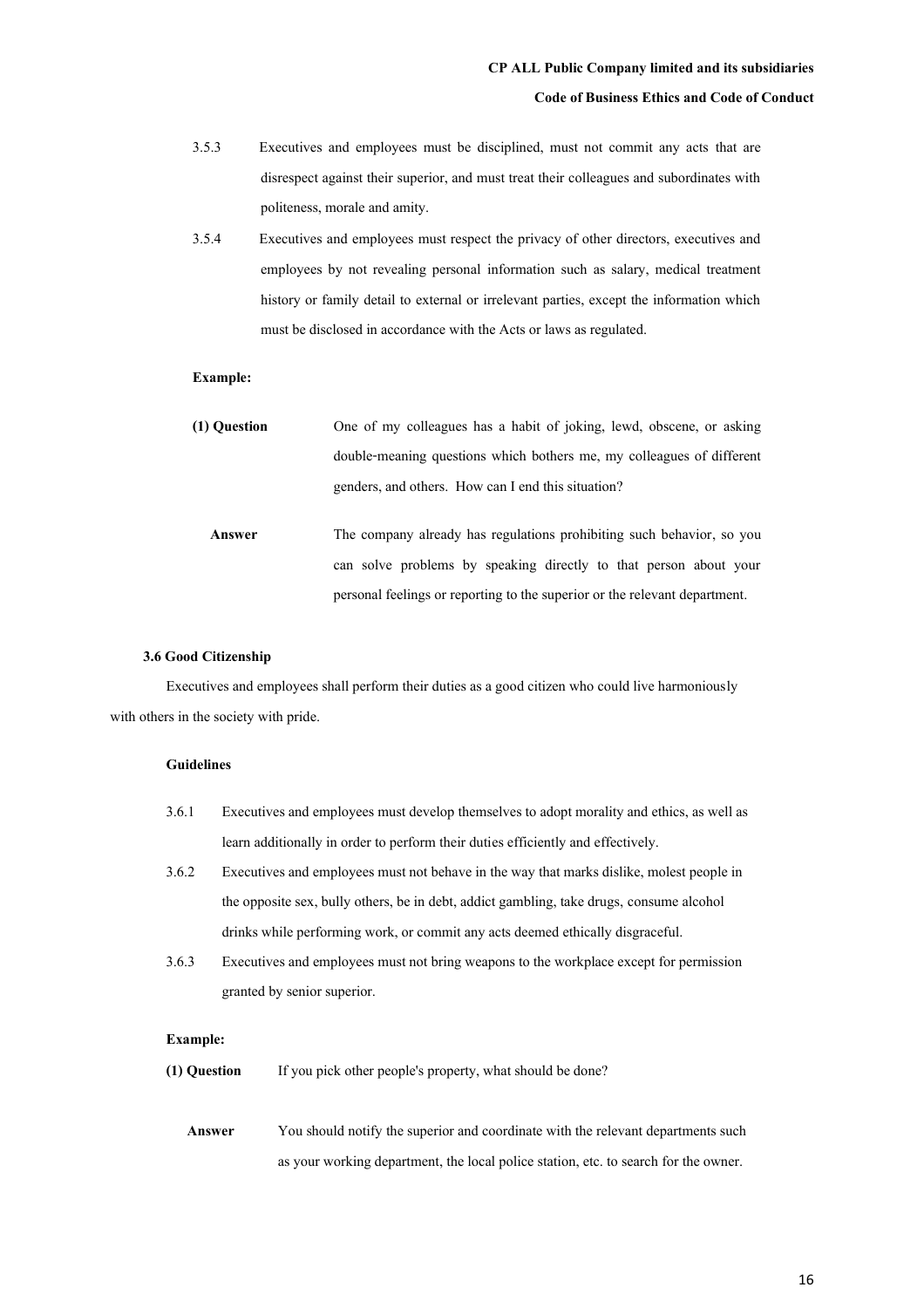3.5.3 Executives and employees must be disciplined, must not commit any acts that are disrespect against their superior, and must treat their colleagues and subordinates with politeness, morale and amity.

3.5.4 Executives and employees must respect the privacy of other directors, executives and employees by not revealing personal information such as salary, medical treatment history or family detail to external or irrelevant parties, except the information which must be disclosed in accordance with the Acts or laws as regulated.

**Example:**

**(1) Question** One of my colleagues has a habit of joking, lewd, obscene, or asking double-meaning questions which bothers me, my colleagues of different genders, and others. How can I end this situation?

**Answer** The company already has regulations prohibiting such behavior, so you can solve problems by speaking directly to that person about your personal feelings or reporting to the superior or the relevant department.

### 3.6 Good Citizenship

Executives and employees shall perform their duties as a good citizen who could live harmoniously with others in the society with pride.

**Guidelines**

3.6.1 Executives and employees must develop themselves to adopt morality and ethics, as well as learn additionally in order to perform their duties efficiently and effectively.

3.6.2 Executives and employees must not behave in the way that marks dislike, molest people in the opposite sex, bully others, be in debt, addict gambling, take drugs, consume alcohol drinks while performing work, or commit any acts deemed ethically disgraceful.

3.6.3 Executives and employees must not bring weapons to the workplace except for permission granted by senior superior.

**Example:**

**(1) Question** If you pick other people's property, what should be done?

**Answer** You should notify the superior and coordinate with the relevant departments such as your working department, the local police station, etc. to search for the owner.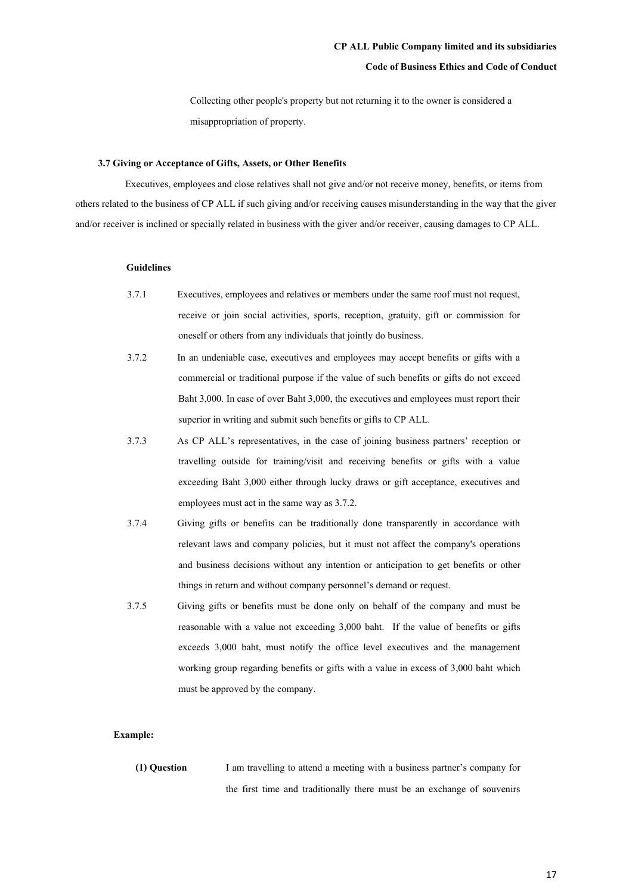Collecting other people's property but not returning it to the owner is considered a misappropriation of property.

### 3.7 Giving or Acceptance of Gifts, Assets, or Other Benefits

Executives, employees and close relatives shall not give and/or not receive money, benefits, or items from others related to the business of CP ALL if such giving and/or receiving causes misunderstanding in the way that the giver and/or receiver is inclined or specially related in business with the giver and/or receiver, causing damages to CP ALL.

**Guidelines**

3.7.1 Executives, employees and relatives or members under the same roof must not request, receive or join social activities, sports, reception, gratuity, gift or commission for oneself or others from any individuals that jointly do business.

3.7.2 In an undeniable case, executives and employees may accept benefits or gifts with a commercial or traditional purpose if the value of such benefits or gifts do not exceed Baht 3,000. In case of over Baht 3,000, the executives and employees must report their superior in writing and submit such benefits or gifts to CP ALL.

3.7.3 As CP ALL's representatives, in the case of joining business partners' reception or travelling outside for training/visit and receiving benefits or gifts with a value exceeding Baht 3,000 either through lucky draws or gift acceptance, executives and employees must act in the same way as 3.7.2.

3.7.4 Giving gifts or benefits can be traditionally done transparently in accordance with relevant laws and company policies, but it must not affect the company's operations and business decisions without any intention or anticipation to get benefits or other things in return and without company personnel's demand or request.

3.7.5 Giving gifts or benefits must be done only on behalf of the company and must be reasonable with a value not exceeding 3,000 baht. If the value of benefits or gifts exceeds 3,000 baht, must notify the office level executives and the management working group regarding benefits or gifts with a value in excess of 3,000 baht which must be approved by the company.

**Example:**

**(1) Question** I am travelling to attend a meeting with a business partner's company for the first time and traditionally there must be an exchange of souvenirs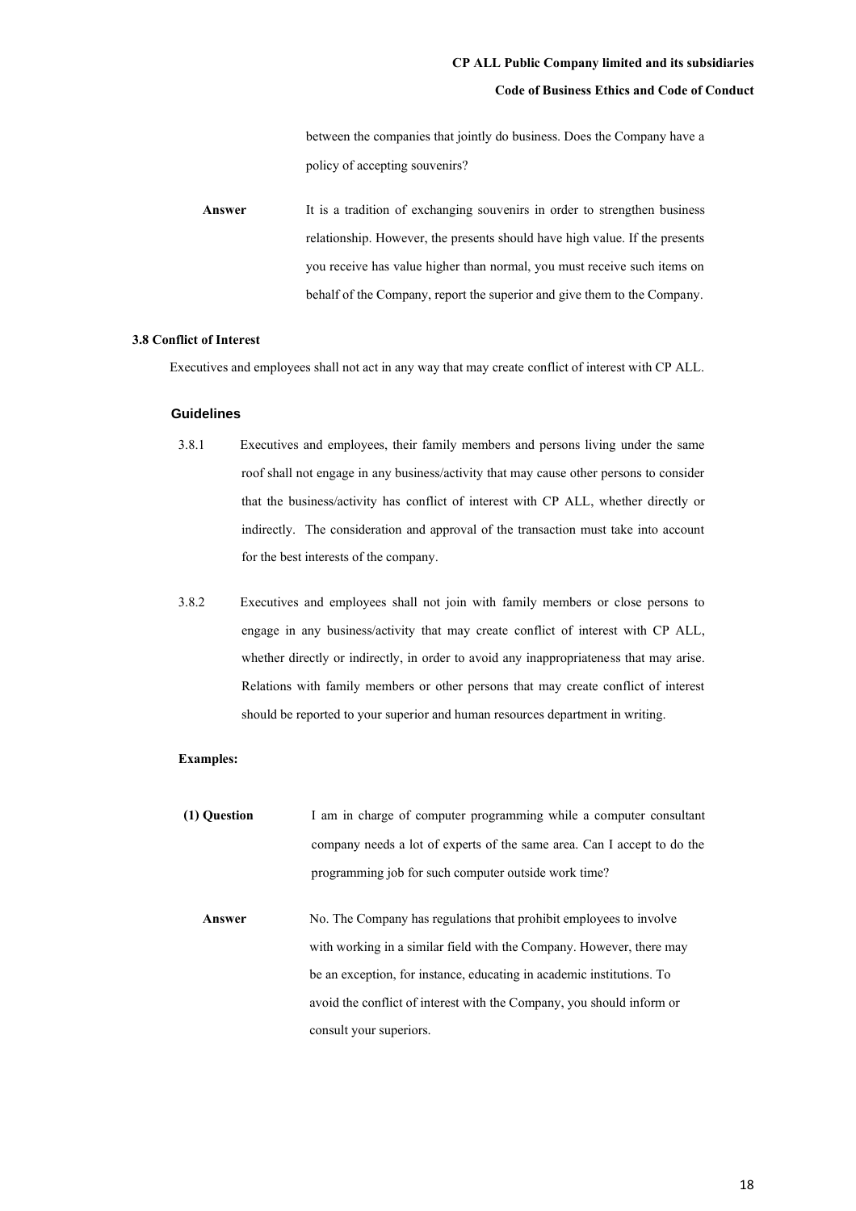between the companies that jointly do business. Does the Company have a policy of accepting souvenirs?

**Answer** It is a tradition of exchanging souvenirs in order to strengthen business relationship. However, the presents should have high value. If the presents you receive has value higher than normal, you must receive such items on behalf of the Company, report the superior and give them to the Company.

### 3.8 Conflict of Interest

Executives and employees shall not act in any way that may create conflict of interest with CP ALL.

#### Guidelines

3.8.1 Executives and employees, their family members and persons living under the same roof shall not engage in any business/activity that may cause other persons to consider that the business/activity has conflict of interest with CP ALL, whether directly or indirectly. The consideration and approval of the transaction must take into account for the best interests of the company.

3.8.2 Executives and employees shall not join with family members or close persons to engage in any business/activity that may create conflict of interest with CP ALL, whether directly or indirectly, in order to avoid any inappropriateness that may arise. Relations with family members or other persons that may create conflict of interest should be reported to your superior and human resources department in writing.

**Examples:**

**(1) Question** I am in charge of computer programming while a computer consultant company needs a lot of experts of the same area. Can I accept to do the programming job for such computer outside work time?

**Answer** No. The Company has regulations that prohibit employees to involve with working in a similar field with the Company. However, there may be an exception, for instance, educating in academic institutions. To avoid the conflict of interest with the Company, you should inform or consult your superiors.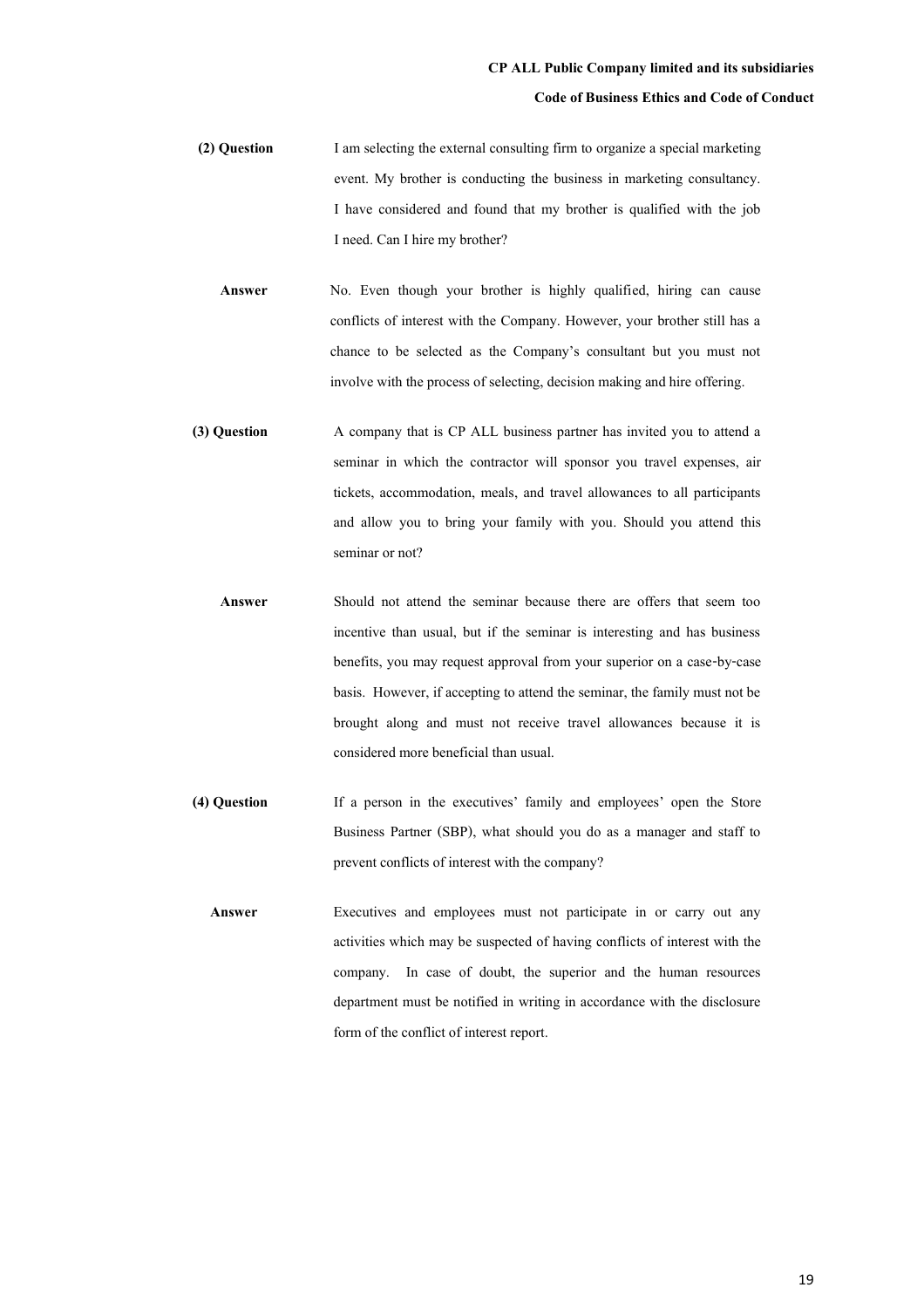**(2) Question** I am selecting the external consulting firm to organize a special marketing event. My brother is conducting the business in marketing consultancy. I have considered and found that my brother is qualified with the job I need. Can I hire my brother?

**Answer** No. Even though your brother is highly qualified, hiring can cause conflicts of interest with the Company. However, your brother still has a chance to be selected as the Company's consultant but you must not involve with the process of selecting, decision making and hire offering.

**(3) Question** A company that is CP ALL business partner has invited you to attend a seminar in which the contractor will sponsor you travel expenses, air tickets, accommodation, meals, and travel allowances to all participants and allow you to bring your family with you. Should you attend this seminar or not?

**Answer** Should not attend the seminar because there are offers that seem too incentive than usual, but if the seminar is interesting and has business benefits, you may request approval from your superior on a case-by-case basis. However, if accepting to attend the seminar, the family must not be brought along and must not receive travel allowances because it is considered more beneficial than usual.

**(4) Question** If a person in the executives' family and employees' open the Store Business Partner (SBP), what should you do as a manager and staff to prevent conflicts of interest with the company?

**Answer** Executives and employees must not participate in or carry out any activities which may be suspected of having conflicts of interest with the company. In case of doubt, the superior and the human resources department must be notified in writing in accordance with the disclosure form of the conflict of interest report.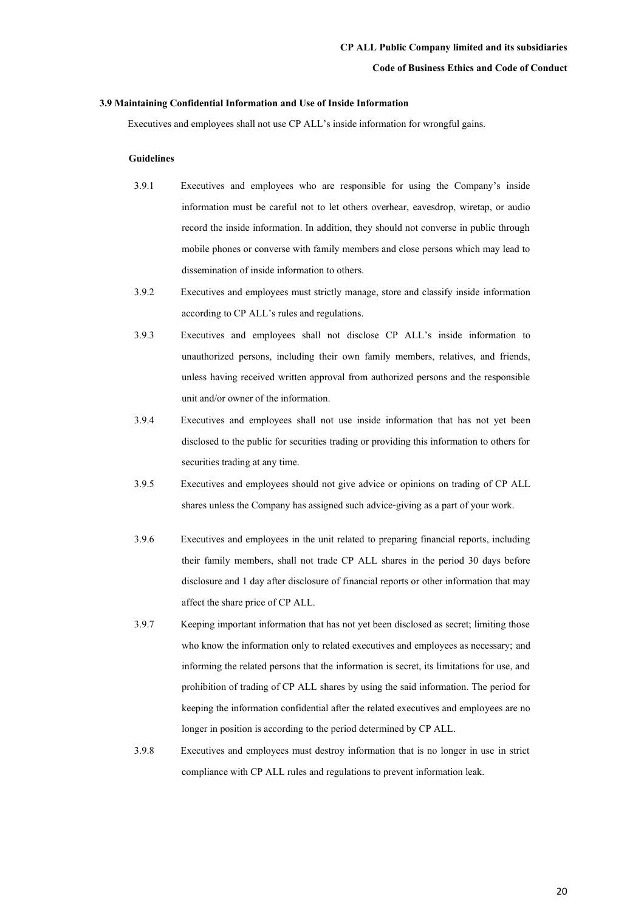### 3.9 Maintaining Confidential Information and Use of Inside Information

Executives and employees shall not use CP ALL's inside information for wrongful gains.

**Guidelines**

3.9.1 Executives and employees who are responsible for using the Company's inside information must be careful not to let others overhear, eavesdrop, wiretap, or audio record the inside information. In addition, they should not converse in public through mobile phones or converse with family members and close persons which may lead to dissemination of inside information to others.

3.9.2 Executives and employees must strictly manage, store and classify inside information according to CP ALL's rules and regulations.

3.9.3 Executives and employees shall not disclose CP ALL's inside information to unauthorized persons, including their own family members, relatives, and friends, unless having received written approval from authorized persons and the responsible unit and/or owner of the information.

3.9.4 Executives and employees shall not use inside information that has not yet been disclosed to the public for securities trading or providing this information to others for securities trading at any time.

3.9.5 Executives and employees should not give advice or opinions on trading of CP ALL shares unless the Company has assigned such advice-giving as a part of your work.

3.9.6 Executives and employees in the unit related to preparing financial reports, including their family members, shall not trade CP ALL shares in the period 30 days before disclosure and 1 day after disclosure of financial reports or other information that may affect the share price of CP ALL.

3.9.7 Keeping important information that has not yet been disclosed as secret; limiting those who know the information only to related executives and employees as necessary; and informing the related persons that the information is secret, its limitations for use, and prohibition of trading of CP ALL shares by using the said information. The period for keeping the information confidential after the related executives and employees are no longer in position is according to the period determined by CP ALL.

3.9.8 Executives and employees must destroy information that is no longer in use in strict compliance with CP ALL rules and regulations to prevent information leak.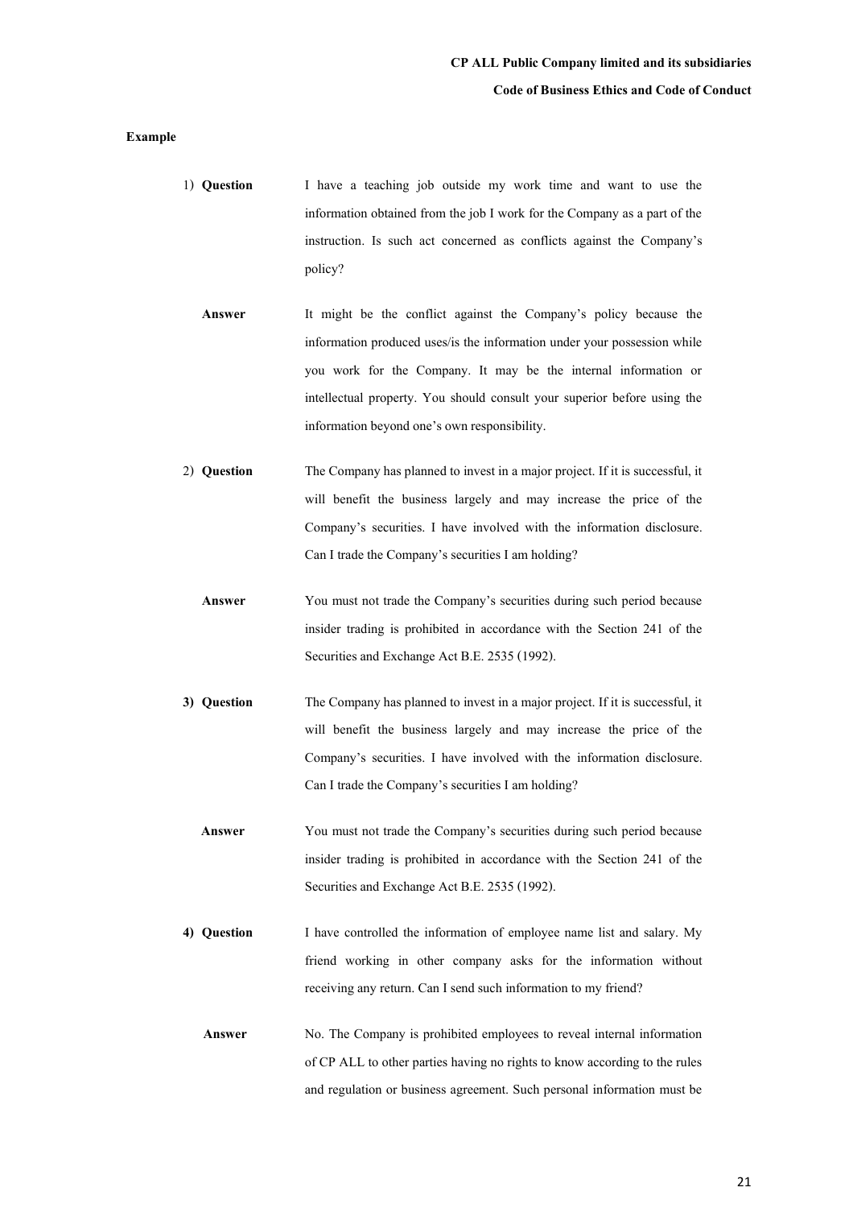**Example**

1) **Question** I have a teaching job outside my work time and want to use the information obtained from the job I work for the Company as a part of the instruction. Is such act concerned as conflicts against the Company's policy?

   **Answer** It might be the conflict against the Company's policy because the information produced uses/is the information under your possession while you work for the Company. It may be the internal information or intellectual property. You should consult your superior before using the information beyond one's own responsibility.

2) **Question** The Company has planned to invest in a major project. If it is successful, it will benefit the business largely and may increase the price of the Company's securities. I have involved with the information disclosure. Can I trade the Company's securities I am holding?

   **Answer** You must not trade the Company's securities during such period because insider trading is prohibited in accordance with the Section 241 of the Securities and Exchange Act B.E. 2535 (1992).

3) **Question** The Company has planned to invest in a major project. If it is successful, it will benefit the business largely and may increase the price of the Company's securities. I have involved with the information disclosure. Can I trade the Company's securities I am holding?

   **Answer** You must not trade the Company's securities during such period because insider trading is prohibited in accordance with the Section 241 of the Securities and Exchange Act B.E. 2535 (1992).

4) **Question** I have controlled the information of employee name list and salary. My friend working in other company asks for the information without receiving any return. Can I send such information to my friend?

   **Answer** No. The Company is prohibited employees to reveal internal information of CP ALL to other parties having no rights to know according to the rules and regulation or business agreement. Such personal information must be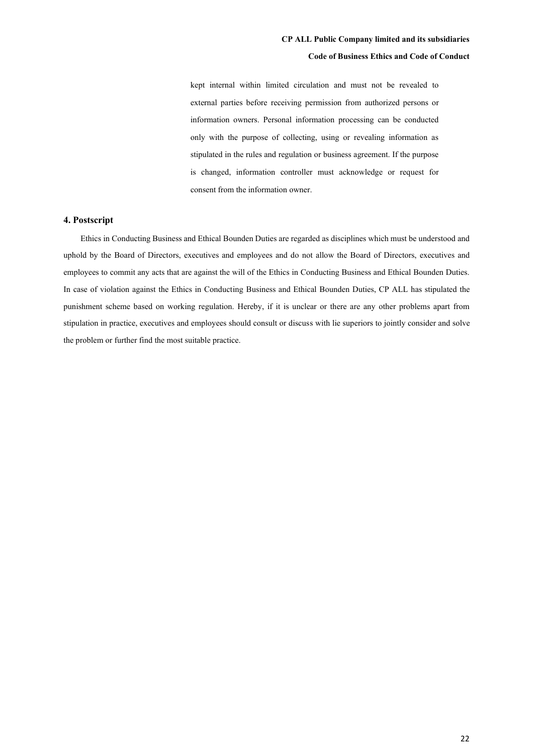kept internal within limited circulation and must not be revealed to external parties before receiving permission from authorized persons or information owners. Personal information processing can be conducted only with the purpose of collecting, using or revealing information as stipulated in the rules and regulation or business agreement. If the purpose is changed, information controller must acknowledge or request for consent from the information owner.

## 4. Postscript

Ethics in Conducting Business and Ethical Bounden Duties are regarded as disciplines which must be understood and uphold by the Board of Directors, executives and employees and do not allow the Board of Directors, executives and employees to commit any acts that are against the will of the Ethics in Conducting Business and Ethical Bounden Duties. In case of violation against the Ethics in Conducting Business and Ethical Bounden Duties, CP ALL has stipulated the punishment scheme based on working regulation. Hereby, if it is unclear or there are any other problems apart from stipulation in practice, executives and employees should consult or discuss with lie superiors to jointly consider and solve the problem or further find the most suitable practice.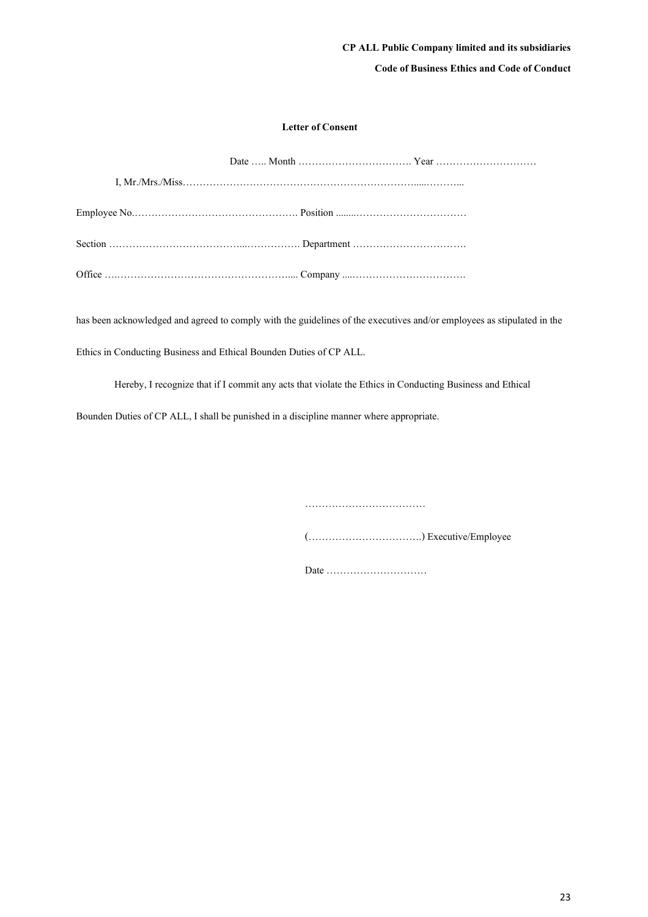**Letter of Consent**

Date ….. Month ……………………………. Year …………………………

I, Mr./Mrs./Miss……………………………………………………………......………...

Employee No.…………………………………………. Position ........……………………………

Section …………………………………...……………. Department …………………………….

Office ….…………………………………………….... Company ....…………………………….

has been acknowledged and agreed to comply with the guidelines of the executives and/or employees as stipulated in the Ethics in Conducting Business and Ethical Bounden Duties of CP ALL.

Hereby, I recognize that if I commit any acts that violate the Ethics in Conducting Business and Ethical Bounden Duties of CP ALL, I shall be punished in a discipline manner where appropriate.

………………………………

(…………………………….) Executive/Employee

Date …………………………